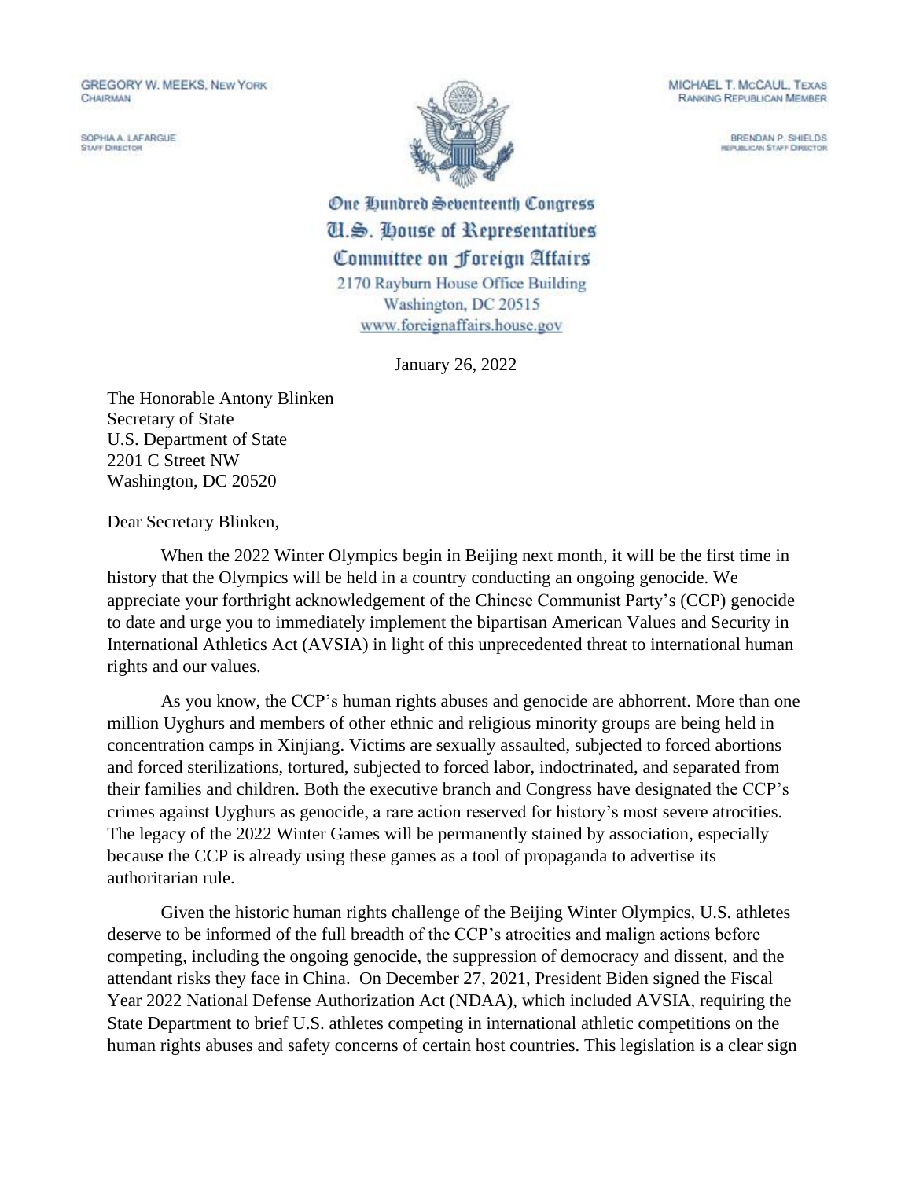GREGORY W. MEEKS, NEW YORK
CHAIRMAN

SOPHIA A. LAFARGUE
STAFF DIRECTOR

MICHAEL T. MCCAUL, TEXAS
RANKING REPUBLICAN MEMBER

BRENDAN P. SHIELDS
REPUBLICAN STAFF DIRECTOR

One Hundred Seventeenth Congress
U.S. House of Representatives
Committee on Foreign Affairs
2170 Rayburn House Office Building
Washington, DC 20515
www.foreignaffairs.house.gov

January 26, 2022

The Honorable Antony Blinken
Secretary of State
U.S. Department of State
2201 C Street NW
Washington, DC 20520

Dear Secretary Blinken,

When the 2022 Winter Olympics begin in Beijing next month, it will be the first time in history that the Olympics will be held in a country conducting an ongoing genocide. We appreciate your forthright acknowledgement of the Chinese Communist Party's (CCP) genocide to date and urge you to immediately implement the bipartisan American Values and Security in International Athletics Act (AVSIA) in light of this unprecedented threat to international human rights and our values.

As you know, the CCP's human rights abuses and genocide are abhorrent. More than one million Uyghurs and members of other ethnic and religious minority groups are being held in concentration camps in Xinjiang. Victims are sexually assaulted, subjected to forced abortions and forced sterilizations, tortured, subjected to forced labor, indoctrinated, and separated from their families and children. Both the executive branch and Congress have designated the CCP's crimes against Uyghurs as genocide, a rare action reserved for history's most severe atrocities. The legacy of the 2022 Winter Games will be permanently stained by association, especially because the CCP is already using these games as a tool of propaganda to advertise its authoritarian rule.

Given the historic human rights challenge of the Beijing Winter Olympics, U.S. athletes deserve to be informed of the full breadth of the CCP's atrocities and malign actions before competing, including the ongoing genocide, the suppression of democracy and dissent, and the attendant risks they face in China. On December 27, 2021, President Biden signed the Fiscal Year 2022 National Defense Authorization Act (NDAA), which included AVSIA, requiring the State Department to brief U.S. athletes competing in international athletic competitions on the human rights abuses and safety concerns of certain host countries. This legislation is a clear sign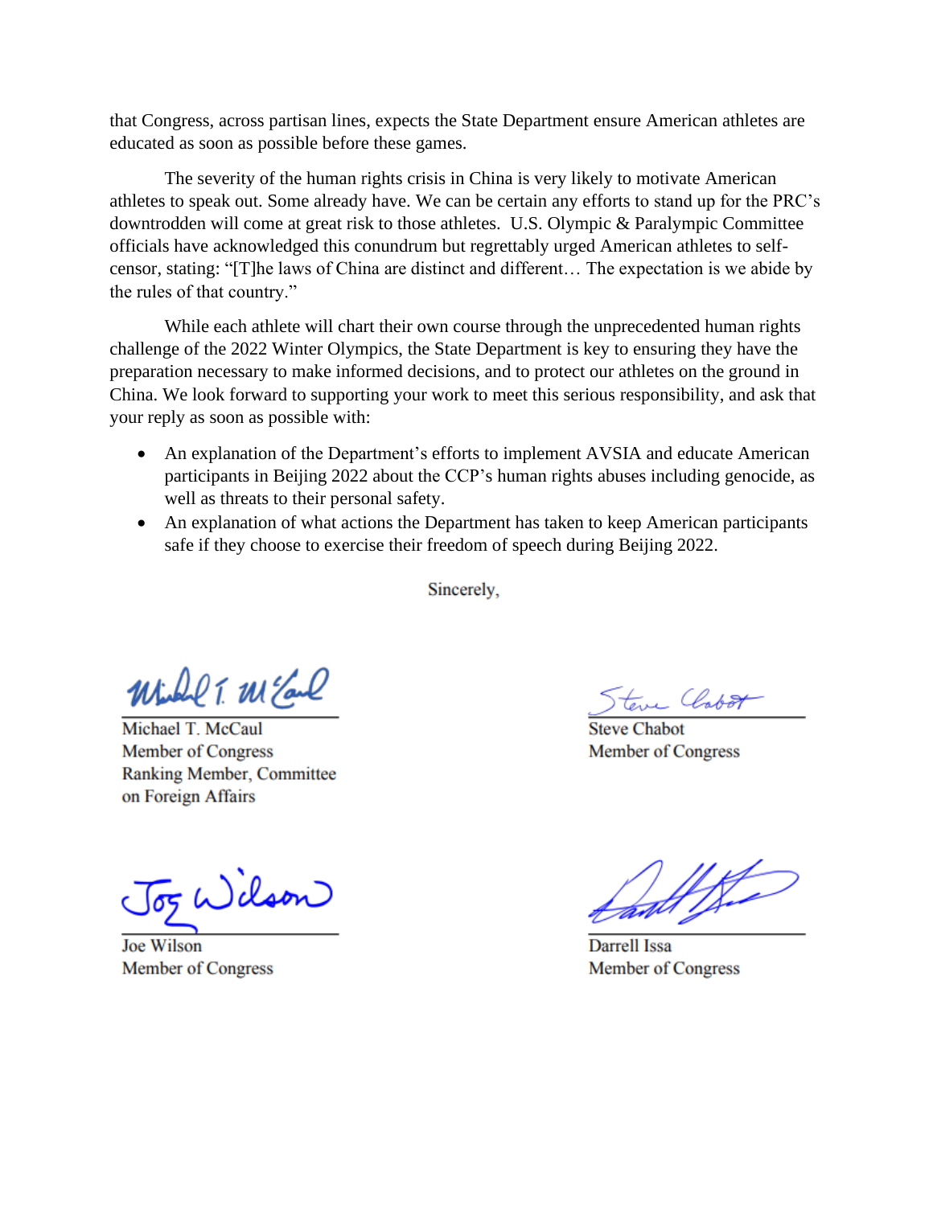that Congress, across partisan lines, expects the State Department ensure American athletes are educated as soon as possible before these games.

The severity of the human rights crisis in China is very likely to motivate American athletes to speak out. Some already have. We can be certain any efforts to stand up for the PRC's downtrodden will come at great risk to those athletes. U.S. Olympic & Paralympic Committee officials have acknowledged this conundrum but regrettably urged American athletes to self-censor, stating: "[T]he laws of China are distinct and different… The expectation is we abide by the rules of that country."

While each athlete will chart their own course through the unprecedented human rights challenge of the 2022 Winter Olympics, the State Department is key to ensuring they have the preparation necessary to make informed decisions, and to protect our athletes on the ground in China. We look forward to supporting your work to meet this serious responsibility, and ask that your reply as soon as possible with:

- An explanation of the Department's efforts to implement AVSIA and educate American participants in Beijing 2022 about the CCP's human rights abuses including genocide, as well as threats to their personal safety.
- An explanation of what actions the Department has taken to keep American participants safe if they choose to exercise their freedom of speech during Beijing 2022.

Sincerely,

Michael T. McCaul
Member of Congress
Ranking Member, Committee on Foreign Affairs

Steve Chabot
Member of Congress

Joe Wilson
Member of Congress

Darrell Issa
Member of Congress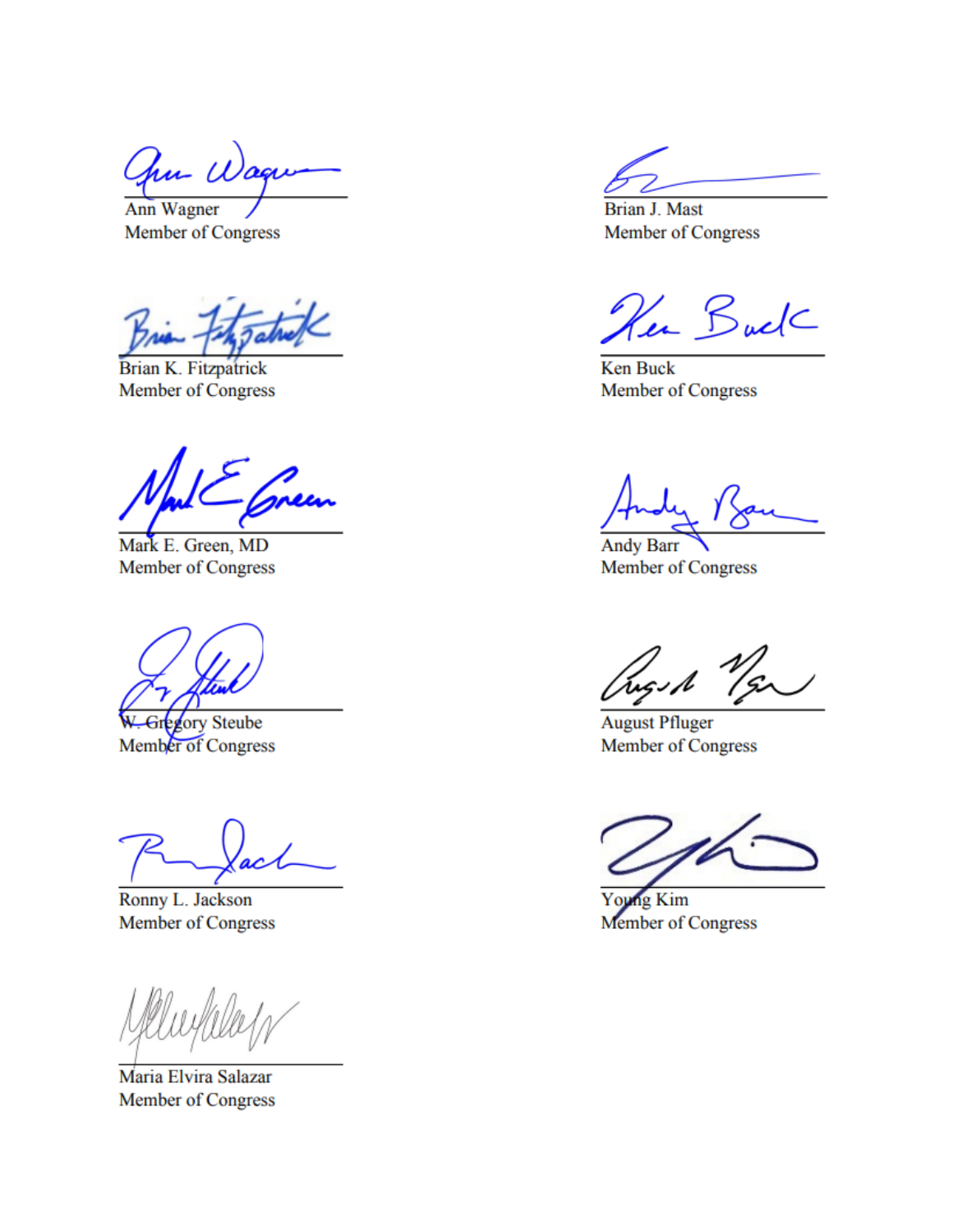Ann Wagner
Member of Congress

Brian J. Mast
Member of Congress

Brian K. Fitzpatrick
Member of Congress

Ken Buck
Member of Congress

Mark E. Green, MD
Member of Congress

Andy Barr
Member of Congress

W. Gregory Steube
Member of Congress

August Pfluger
Member of Congress

Ronny L. Jackson
Member of Congress

Young Kim
Member of Congress

Maria Elvira Salazar
Member of Congress